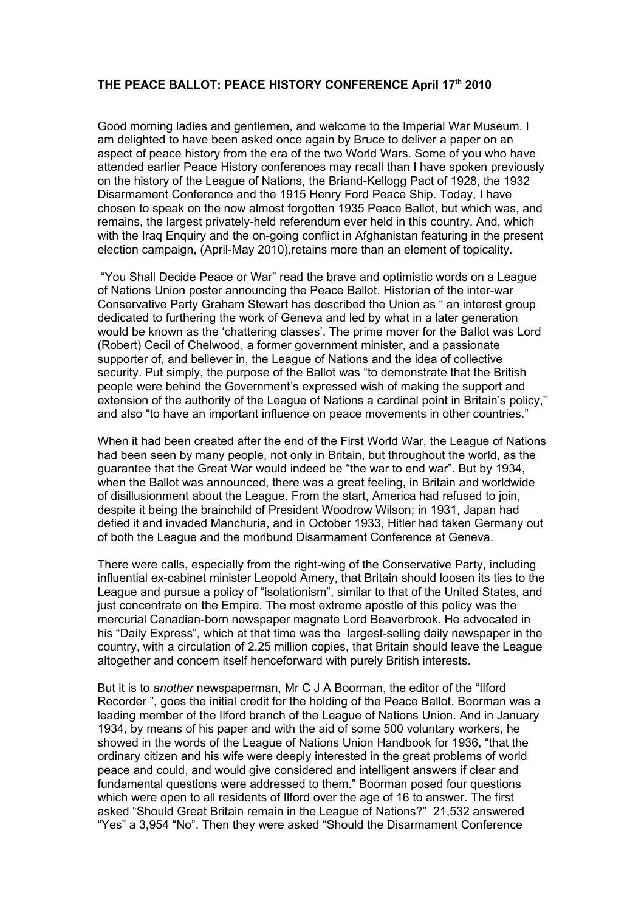**THE PEACE BALLOT: PEACE HISTORY CONFERENCE April 17th 2010**

Good morning ladies and gentlemen, and welcome to the Imperial War Museum. I am delighted to have been asked once again by Bruce to deliver a paper on an aspect of peace history from the era of the two World Wars. Some of you who have attended earlier Peace History conferences may recall than I have spoken previously on the history of the League of Nations, the Briand-Kellogg Pact of 1928, the 1932 Disarmament Conference and the 1915 Henry Ford Peace Ship. Today, I have chosen to speak on the now almost forgotten 1935 Peace Ballot, but which was, and remains, the largest privately-held referendum ever held in this country. And, which with the Iraq Enquiry and the on-going conflict in Afghanistan featuring in the present election campaign, (April-May 2010),retains more than an element of topicality.

"You Shall Decide Peace or War" read the brave and optimistic words on a League of Nations Union poster announcing the Peace Ballot. Historian of the inter-war Conservative Party Graham Stewart has described the Union as " an interest group dedicated to furthering the work of Geneva and led by what in a later generation would be known as the 'chattering classes'. The prime mover for the Ballot was Lord (Robert) Cecil of Chelwood, a former government minister, and a passionate supporter of, and believer in, the League of Nations and the idea of collective security. Put simply, the purpose of the Ballot was "to demonstrate that the British people were behind the Government's expressed wish of making the support and extension of the authority of the League of Nations a cardinal point in Britain's policy," and also "to have an important influence on peace movements in other countries."

When it had been created after the end of the First World War, the League of Nations had been seen by many people, not only in Britain, but throughout the world, as the guarantee that the Great War would indeed be "the war to end war". But by 1934, when the Ballot was announced, there was a great feeling, in Britain and worldwide of disillusionment about the League. From the start, America had refused to join, despite it being the brainchild of President Woodrow Wilson; in 1931, Japan had defied it and invaded Manchuria, and in October 1933, Hitler had taken Germany out of both the League and the moribund Disarmament Conference at Geneva.

There were calls, especially from the right-wing of the Conservative Party, including influential ex-cabinet minister Leopold Amery, that Britain should loosen its ties to the League and pursue a policy of "isolationism", similar to that of the United States, and just concentrate on the Empire. The most extreme apostle of this policy was the mercurial Canadian-born newspaper magnate Lord Beaverbrook. He advocated in his "Daily Express", which at that time was the largest-selling daily newspaper in the country, with a circulation of 2.25 million copies, that Britain should leave the League altogether and concern itself henceforward with purely British interests.

But it is to *another* newspaperman, Mr C J A Boorman, the editor of the "Ilford Recorder ", goes the initial credit for the holding of the Peace Ballot. Boorman was a leading member of the Ilford branch of the League of Nations Union. And in January 1934, by means of his paper and with the aid of some 500 voluntary workers, he showed in the words of the League of Nations Union Handbook for 1936, "that the ordinary citizen and his wife were deeply interested in the great problems of world peace and could, and would give considered and intelligent answers if clear and fundamental questions were addressed to them." Boorman posed four questions which were open to all residents of Ilford over the age of 16 to answer. The first asked "Should Great Britain remain in the League of Nations?" 21,532 answered "Yes" a 3,954 "No". Then they were asked "Should the Disarmament Conference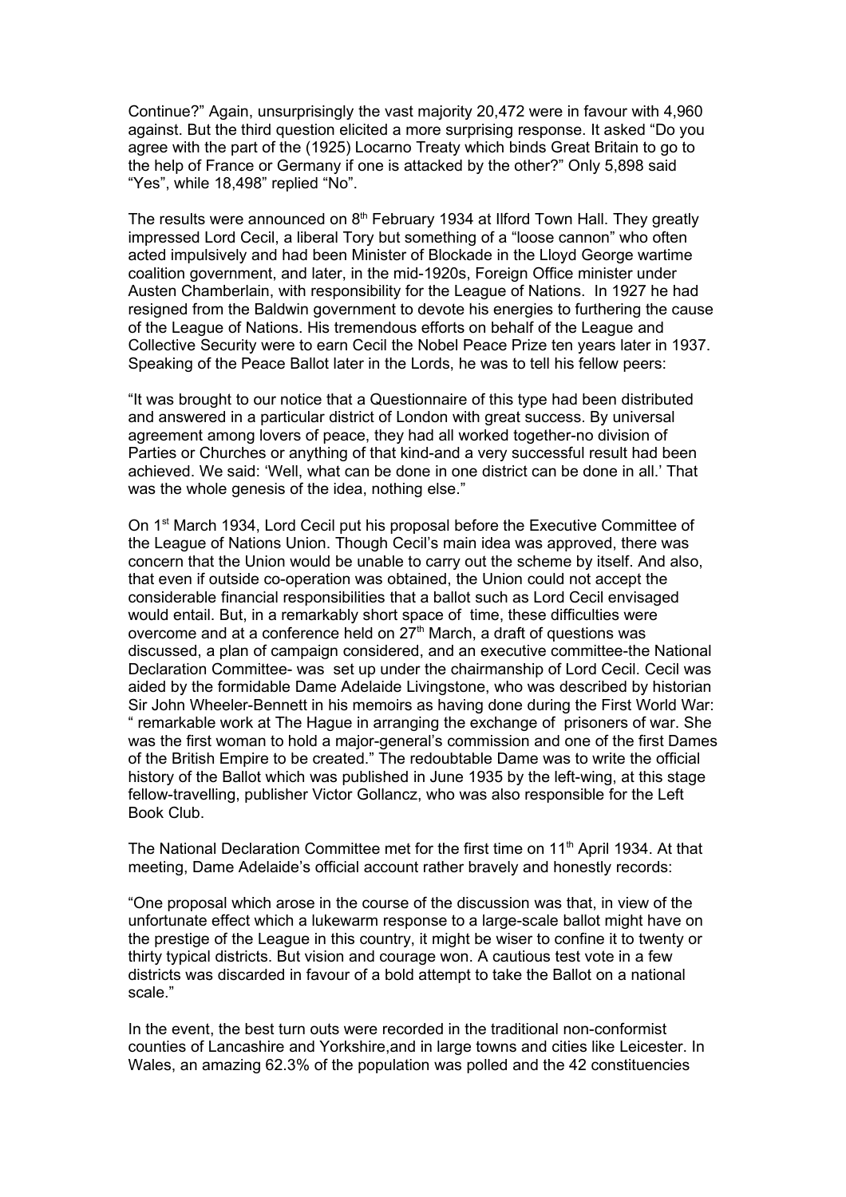Continue?" Again, unsurprisingly the vast majority 20,472 were in favour with 4,960 against. But the third question elicited a more surprising response. It asked "Do you agree with the part of the (1925) Locarno Treaty which binds Great Britain to go to the help of France or Germany if one is attacked by the other?" Only 5,898 said "Yes", while 18,498" replied "No".

The results were announced on 8th February 1934 at Ilford Town Hall. They greatly impressed Lord Cecil, a liberal Tory but something of a "loose cannon" who often acted impulsively and had been Minister of Blockade in the Lloyd George wartime coalition government, and later, in the mid-1920s, Foreign Office minister under Austen Chamberlain, with responsibility for the League of Nations. In 1927 he had resigned from the Baldwin government to devote his energies to furthering the cause of the League of Nations. His tremendous efforts on behalf of the League and Collective Security were to earn Cecil the Nobel Peace Prize ten years later in 1937. Speaking of the Peace Ballot later in the Lords, he was to tell his fellow peers:

"It was brought to our notice that a Questionnaire of this type had been distributed and answered in a particular district of London with great success. By universal agreement among lovers of peace, they had all worked together-no division of Parties or Churches or anything of that kind-and a very successful result had been achieved. We said: 'Well, what can be done in one district can be done in all.' That was the whole genesis of the idea, nothing else."

On 1st March 1934, Lord Cecil put his proposal before the Executive Committee of the League of Nations Union. Though Cecil's main idea was approved, there was concern that the Union would be unable to carry out the scheme by itself. And also, that even if outside co-operation was obtained, the Union could not accept the considerable financial responsibilities that a ballot such as Lord Cecil envisaged would entail. But, in a remarkably short space of time, these difficulties were overcome and at a conference held on 27th March, a draft of questions was discussed, a plan of campaign considered, and an executive committee-the National Declaration Committee- was set up under the chairmanship of Lord Cecil. Cecil was aided by the formidable Dame Adelaide Livingstone, who was described by historian Sir John Wheeler-Bennett in his memoirs as having done during the First World War: " remarkable work at The Hague in arranging the exchange of prisoners of war. She was the first woman to hold a major-general's commission and one of the first Dames of the British Empire to be created." The redoubtable Dame was to write the official history of the Ballot which was published in June 1935 by the left-wing, at this stage fellow-travelling, publisher Victor Gollancz, who was also responsible for the Left Book Club.

The National Declaration Committee met for the first time on 11th April 1934. At that meeting, Dame Adelaide's official account rather bravely and honestly records:

"One proposal which arose in the course of the discussion was that, in view of the unfortunate effect which a lukewarm response to a large-scale ballot might have on the prestige of the League in this country, it might be wiser to confine it to twenty or thirty typical districts. But vision and courage won. A cautious test vote in a few districts was discarded in favour of a bold attempt to take the Ballot on a national scale."

In the event, the best turn outs were recorded in the traditional non-conformist counties of Lancashire and Yorkshire,and in large towns and cities like Leicester. In Wales, an amazing 62.3% of the population was polled and the 42 constituencies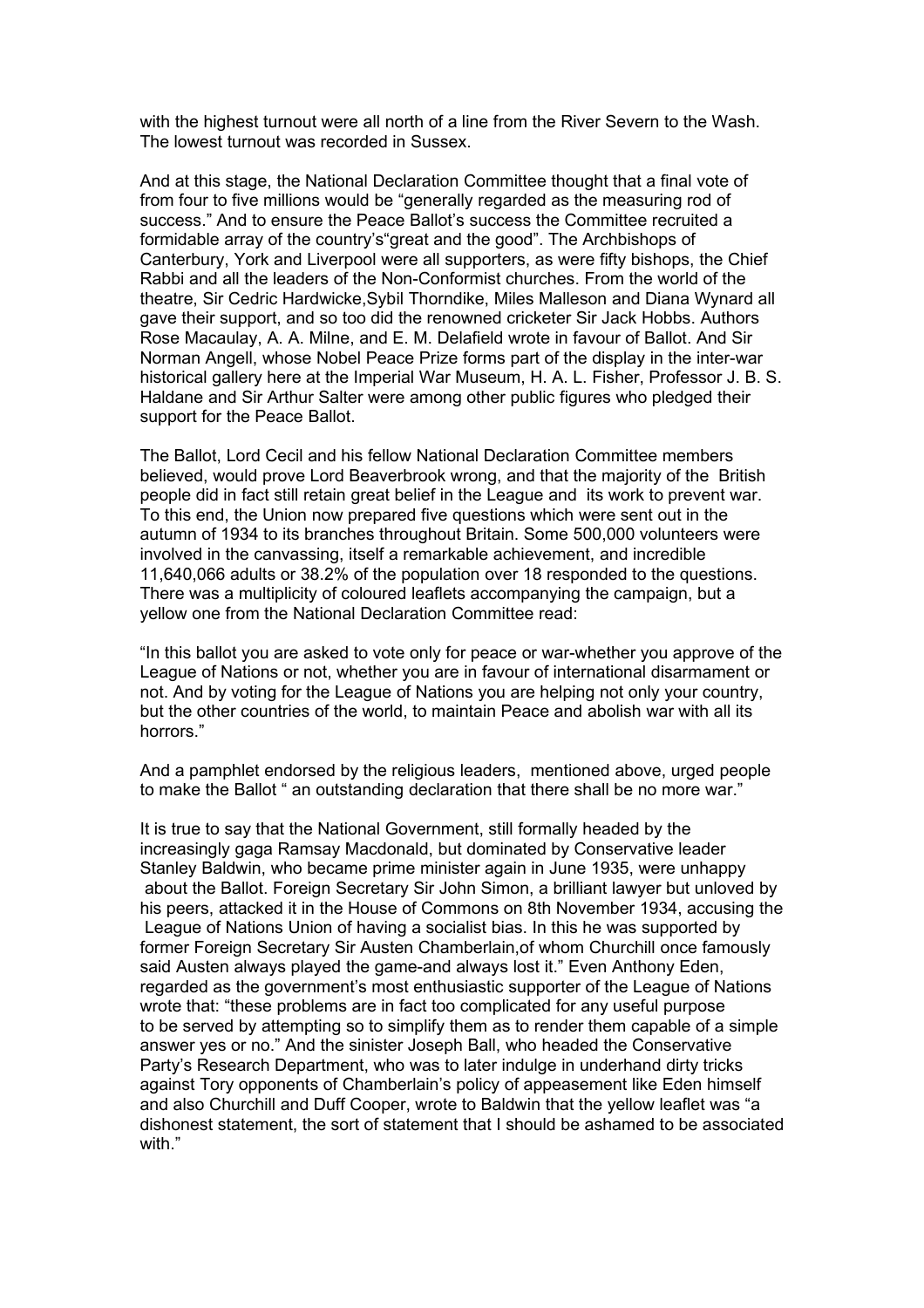with the highest turnout were all north of a line from the River Severn to the Wash. The lowest turnout was recorded in Sussex.

And at this stage, the National Declaration Committee thought that a final vote of from four to five millions would be "generally regarded as the measuring rod of success." And to ensure the Peace Ballot's success the Committee recruited a formidable array of the country's"great and the good". The Archbishops of Canterbury, York and Liverpool were all supporters, as were fifty bishops, the Chief Rabbi and all the leaders of the Non-Conformist churches. From the world of the theatre, Sir Cedric Hardwicke,Sybil Thorndike, Miles Malleson and Diana Wynard all gave their support, and so too did the renowned cricketer Sir Jack Hobbs. Authors Rose Macaulay, A. A. Milne, and E. M. Delafield wrote in favour of Ballot. And Sir Norman Angell, whose Nobel Peace Prize forms part of the display in the inter-war historical gallery here at the Imperial War Museum, H. A. L. Fisher, Professor J. B. S. Haldane and Sir Arthur Salter were among other public figures who pledged their support for the Peace Ballot.

The Ballot, Lord Cecil and his fellow National Declaration Committee members believed, would prove Lord Beaverbrook wrong, and that the majority of the British people did in fact still retain great belief in the League and its work to prevent war. To this end, the Union now prepared five questions which were sent out in the autumn of 1934 to its branches throughout Britain. Some 500,000 volunteers were involved in the canvassing, itself a remarkable achievement, and incredible 11,640,066 adults or 38.2% of the population over 18 responded to the questions. There was a multiplicity of coloured leaflets accompanying the campaign, but a yellow one from the National Declaration Committee read:

"In this ballot you are asked to vote only for peace or war-whether you approve of the League of Nations or not, whether you are in favour of international disarmament or not. And by voting for the League of Nations you are helping not only your country, but the other countries of the world, to maintain Peace and abolish war with all its horrors."

And a pamphlet endorsed by the religious leaders, mentioned above, urged people to make the Ballot " an outstanding declaration that there shall be no more war."

It is true to say that the National Government, still formally headed by the increasingly gaga Ramsay Macdonald, but dominated by Conservative leader Stanley Baldwin, who became prime minister again in June 1935, were unhappy about the Ballot. Foreign Secretary Sir John Simon, a brilliant lawyer but unloved by his peers, attacked it in the House of Commons on 8th November 1934, accusing the League of Nations Union of having a socialist bias. In this he was supported by former Foreign Secretary Sir Austen Chamberlain,of whom Churchill once famously said Austen always played the game-and always lost it." Even Anthony Eden, regarded as the government's most enthusiastic supporter of the League of Nations wrote that: "these problems are in fact too complicated for any useful purpose to be served by attempting so to simplify them as to render them capable of a simple answer yes or no." And the sinister Joseph Ball, who headed the Conservative Party's Research Department, who was to later indulge in underhand dirty tricks against Tory opponents of Chamberlain's policy of appeasement like Eden himself and also Churchill and Duff Cooper, wrote to Baldwin that the yellow leaflet was "a dishonest statement, the sort of statement that I should be ashamed to be associated with."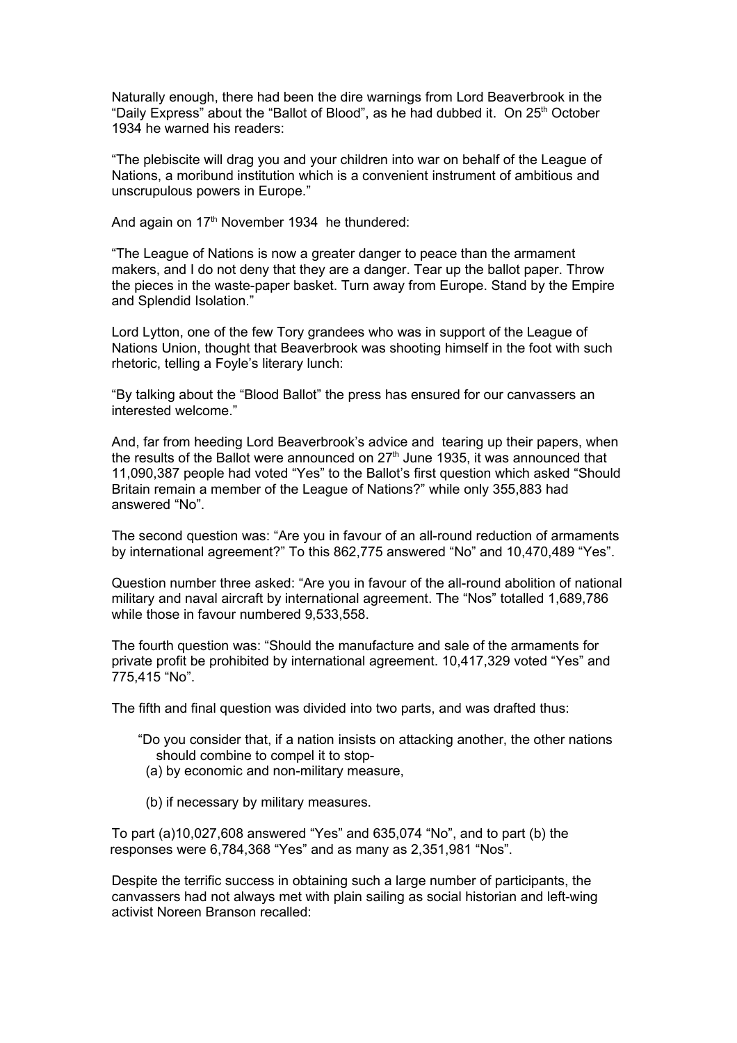Naturally enough, there had been the dire warnings from Lord Beaverbrook in the "Daily Express" about the "Ballot of Blood", as he had dubbed it. On 25th October 1934 he warned his readers:

"The plebiscite will drag you and your children into war on behalf of the League of Nations, a moribund institution which is a convenient instrument of ambitious and unscrupulous powers in Europe."

And again on 17th November 1934 he thundered:

"The League of Nations is now a greater danger to peace than the armament makers, and I do not deny that they are a danger. Tear up the ballot paper. Throw the pieces in the waste-paper basket. Turn away from Europe. Stand by the Empire and Splendid Isolation."

Lord Lytton, one of the few Tory grandees who was in support of the League of Nations Union, thought that Beaverbrook was shooting himself in the foot with such rhetoric, telling a Foyle's literary lunch:

"By talking about the "Blood Ballot" the press has ensured for our canvassers an interested welcome."

And, far from heeding Lord Beaverbrook's advice and tearing up their papers, when the results of the Ballot were announced on 27th June 1935, it was announced that 11,090,387 people had voted "Yes" to the Ballot's first question which asked "Should Britain remain a member of the League of Nations?" while only 355,883 had answered "No".

The second question was: "Are you in favour of an all-round reduction of armaments by international agreement?" To this 862,775 answered "No" and 10,470,489 "Yes".

Question number three asked: "Are you in favour of the all-round abolition of national military and naval aircraft by international agreement. The "Nos" totalled 1,689,786 while those in favour numbered 9,533,558.

The fourth question was: "Should the manufacture and sale of the armaments for private profit be prohibited by international agreement. 10,417,329 voted "Yes" and 775,415 "No".

The fifth and final question was divided into two parts, and was drafted thus:

> "Do you consider that, if a nation insists on attacking another, the other nations should combine to compel it to stop-
> (a) by economic and non-military measure,
>
> (b) if necessary by military measures.

To part (a)10,027,608 answered "Yes" and 635,074 "No", and to part (b) the responses were 6,784,368 "Yes" and as many as 2,351,981 "Nos".

Despite the terrific success in obtaining such a large number of participants, the canvassers had not always met with plain sailing as social historian and left-wing activist Noreen Branson recalled: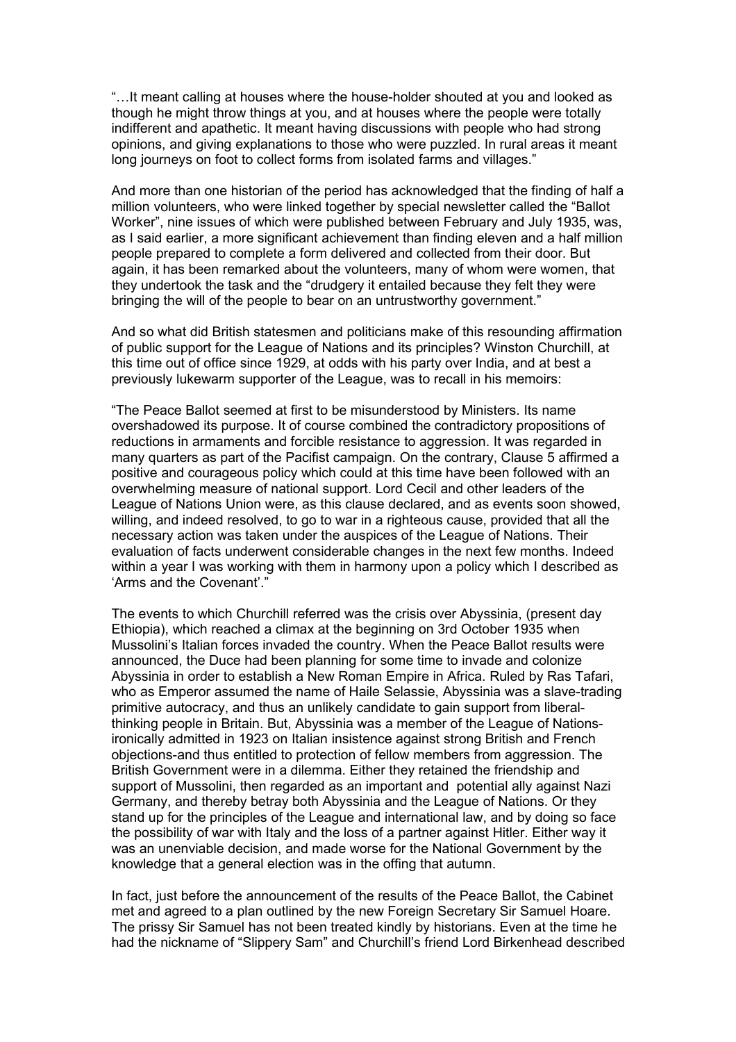"…It meant calling at houses where the house-holder shouted at you and looked as though he might throw things at you, and at houses where the people were totally indifferent and apathetic. It meant having discussions with people who had strong opinions, and giving explanations to those who were puzzled. In rural areas it meant long journeys on foot to collect forms from isolated farms and villages."

And more than one historian of the period has acknowledged that the finding of half a million volunteers, who were linked together by special newsletter called the "Ballot Worker", nine issues of which were published between February and July 1935, was, as I said earlier, a more significant achievement than finding eleven and a half million people prepared to complete a form delivered and collected from their door. But again, it has been remarked about the volunteers, many of whom were women, that they undertook the task and the "drudgery it entailed because they felt they were bringing the will of the people to bear on an untrustworthy government."

And so what did British statesmen and politicians make of this resounding affirmation of public support for the League of Nations and its principles? Winston Churchill, at this time out of office since 1929, at odds with his party over India, and at best a previously lukewarm supporter of the League, was to recall in his memoirs:

"The Peace Ballot seemed at first to be misunderstood by Ministers. Its name overshadowed its purpose. It of course combined the contradictory propositions of reductions in armaments and forcible resistance to aggression. It was regarded in many quarters as part of the Pacifist campaign. On the contrary, Clause 5 affirmed a positive and courageous policy which could at this time have been followed with an overwhelming measure of national support. Lord Cecil and other leaders of the League of Nations Union were, as this clause declared, and as events soon showed, willing, and indeed resolved, to go to war in a righteous cause, provided that all the necessary action was taken under the auspices of the League of Nations. Their evaluation of facts underwent considerable changes in the next few months. Indeed within a year I was working with them in harmony upon a policy which I described as 'Arms and the Covenant'."

The events to which Churchill referred was the crisis over Abyssinia, (present day Ethiopia), which reached a climax at the beginning on 3rd October 1935 when Mussolini's Italian forces invaded the country. When the Peace Ballot results were announced, the Duce had been planning for some time to invade and colonize Abyssinia in order to establish a New Roman Empire in Africa. Ruled by Ras Tafari, who as Emperor assumed the name of Haile Selassie, Abyssinia was a slave-trading primitive autocracy, and thus an unlikely candidate to gain support from liberal-thinking people in Britain. But, Abyssinia was a member of the League of Nations-ironically admitted in 1923 on Italian insistence against strong British and French objections-and thus entitled to protection of fellow members from aggression. The British Government were in a dilemma. Either they retained the friendship and support of Mussolini, then regarded as an important and potential ally against Nazi Germany, and thereby betray both Abyssinia and the League of Nations. Or they stand up for the principles of the League and international law, and by doing so face the possibility of war with Italy and the loss of a partner against Hitler. Either way it was an unenviable decision, and made worse for the National Government by the knowledge that a general election was in the offing that autumn.

In fact, just before the announcement of the results of the Peace Ballot, the Cabinet met and agreed to a plan outlined by the new Foreign Secretary Sir Samuel Hoare. The prissy Sir Samuel has not been treated kindly by historians. Even at the time he had the nickname of "Slippery Sam" and Churchill's friend Lord Birkenhead described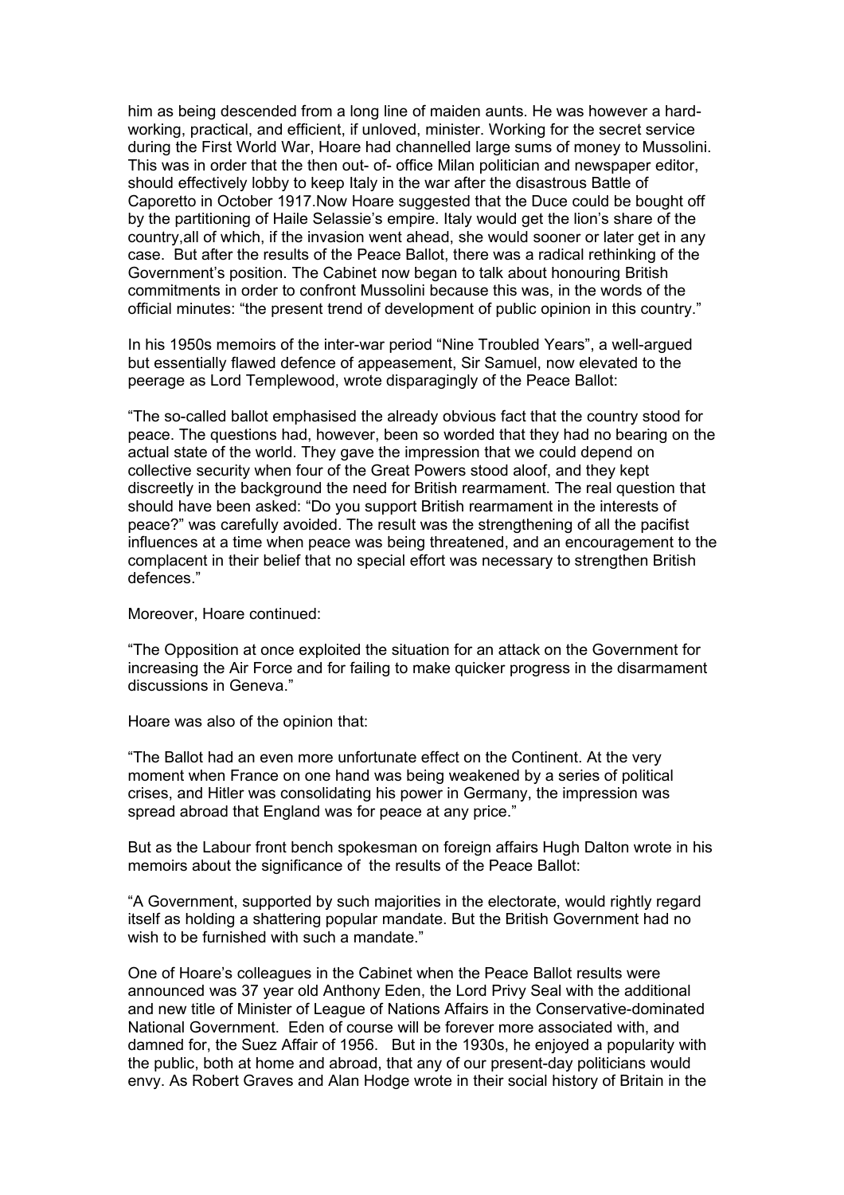him as being descended from a long line of maiden aunts. He was however a hard-working, practical, and efficient, if unloved, minister. Working for the secret service during the First World War, Hoare had channelled large sums of money to Mussolini. This was in order that the then out- of- office Milan politician and newspaper editor, should effectively lobby to keep Italy in the war after the disastrous Battle of Caporetto in October 1917.Now Hoare suggested that the Duce could be bought off by the partitioning of Haile Selassie's empire. Italy would get the lion's share of the country,all of which, if the invasion went ahead, she would sooner or later get in any case. But after the results of the Peace Ballot, there was a radical rethinking of the Government's position. The Cabinet now began to talk about honouring British commitments in order to confront Mussolini because this was, in the words of the official minutes: "the present trend of development of public opinion in this country."

In his 1950s memoirs of the inter-war period "Nine Troubled Years", a well-argued but essentially flawed defence of appeasement, Sir Samuel, now elevated to the peerage as Lord Templewood, wrote disparagingly of the Peace Ballot:

"The so-called ballot emphasised the already obvious fact that the country stood for peace. The questions had, however, been so worded that they had no bearing on the actual state of the world. They gave the impression that we could depend on collective security when four of the Great Powers stood aloof, and they kept discreetly in the background the need for British rearmament. The real question that should have been asked: "Do you support British rearmament in the interests of peace?" was carefully avoided. The result was the strengthening of all the pacifist influences at a time when peace was being threatened, and an encouragement to the complacent in their belief that no special effort was necessary to strengthen British defences."

Moreover, Hoare continued:

"The Opposition at once exploited the situation for an attack on the Government for increasing the Air Force and for failing to make quicker progress in the disarmament discussions in Geneva."

Hoare was also of the opinion that:

"The Ballot had an even more unfortunate effect on the Continent. At the very moment when France on one hand was being weakened by a series of political crises, and Hitler was consolidating his power in Germany, the impression was spread abroad that England was for peace at any price."

But as the Labour front bench spokesman on foreign affairs Hugh Dalton wrote in his memoirs about the significance of the results of the Peace Ballot:

"A Government, supported by such majorities in the electorate, would rightly regard itself as holding a shattering popular mandate. But the British Government had no wish to be furnished with such a mandate."

One of Hoare's colleagues in the Cabinet when the Peace Ballot results were announced was 37 year old Anthony Eden, the Lord Privy Seal with the additional and new title of Minister of League of Nations Affairs in the Conservative-dominated National Government. Eden of course will be forever more associated with, and damned for, the Suez Affair of 1956. But in the 1930s, he enjoyed a popularity with the public, both at home and abroad, that any of our present-day politicians would envy. As Robert Graves and Alan Hodge wrote in their social history of Britain in the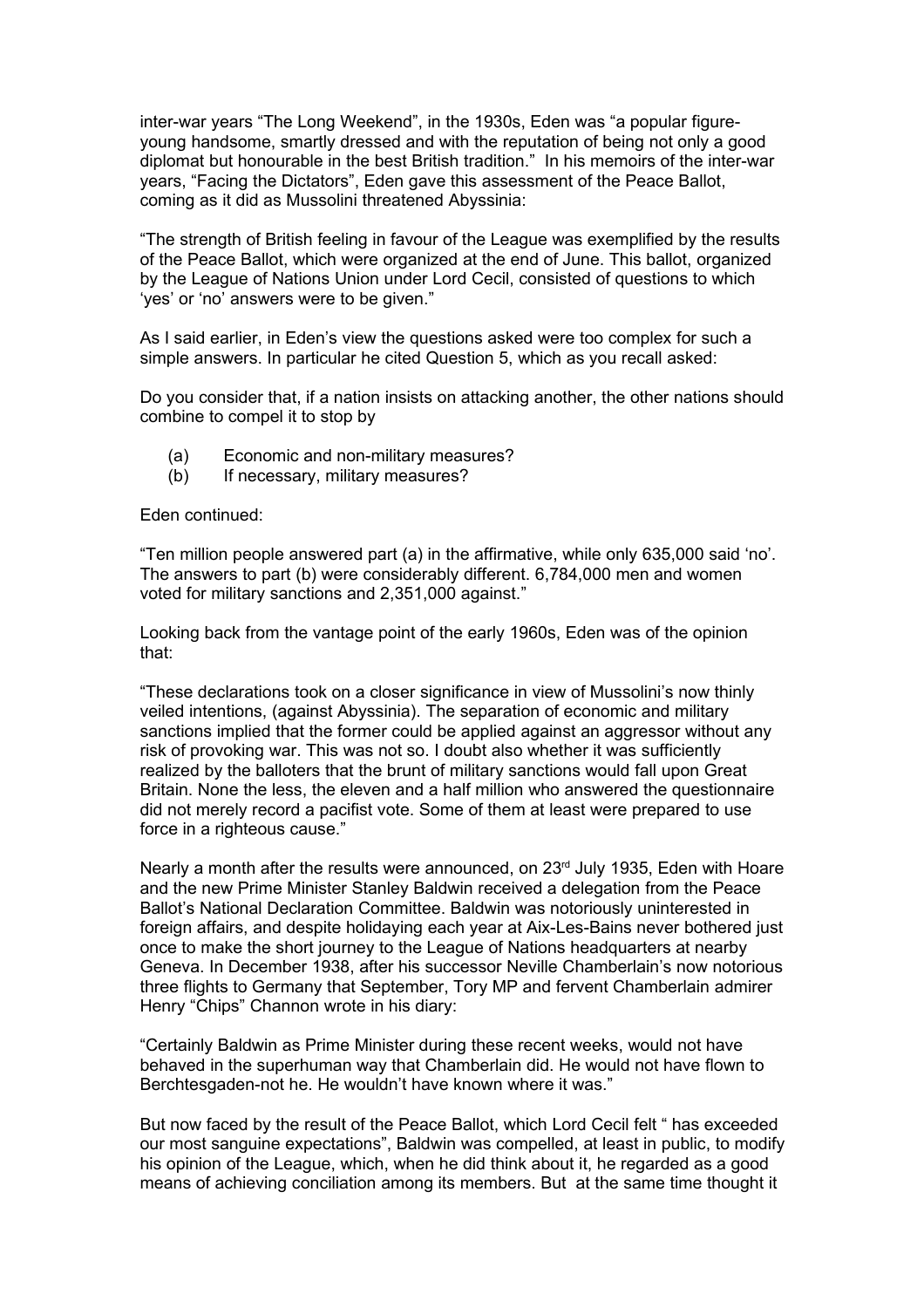inter-war years "The Long Weekend", in the 1930s, Eden was "a popular figure-young handsome, smartly dressed and with the reputation of being not only a good diplomat but honourable in the best British tradition." In his memoirs of the inter-war years, "Facing the Dictators", Eden gave this assessment of the Peace Ballot, coming as it did as Mussolini threatened Abyssinia:

"The strength of British feeling in favour of the League was exemplified by the results of the Peace Ballot, which were organized at the end of June. This ballot, organized by the League of Nations Union under Lord Cecil, consisted of questions to which 'yes' or 'no' answers were to be given."

As I said earlier, in Eden's view the questions asked were too complex for such a simple answers. In particular he cited Question 5, which as you recall asked:

Do you consider that, if a nation insists on attacking another, the other nations should combine to compel it to stop by

(a) Economic and non-military measures?
(b) If necessary, military measures?

Eden continued:

"Ten million people answered part (a) in the affirmative, while only 635,000 said 'no'. The answers to part (b) were considerably different. 6,784,000 men and women voted for military sanctions and 2,351,000 against."

Looking back from the vantage point of the early 1960s, Eden was of the opinion that:

"These declarations took on a closer significance in view of Mussolini's now thinly veiled intentions, (against Abyssinia). The separation of economic and military sanctions implied that the former could be applied against an aggressor without any risk of provoking war. This was not so. I doubt also whether it was sufficiently realized by the balloters that the brunt of military sanctions would fall upon Great Britain. None the less, the eleven and a half million who answered the questionnaire did not merely record a pacifist vote. Some of them at least were prepared to use force in a righteous cause."

Nearly a month after the results were announced, on 23rd July 1935, Eden with Hoare and the new Prime Minister Stanley Baldwin received a delegation from the Peace Ballot's National Declaration Committee. Baldwin was notoriously uninterested in foreign affairs, and despite holidaying each year at Aix-Les-Bains never bothered just once to make the short journey to the League of Nations headquarters at nearby Geneva. In December 1938, after his successor Neville Chamberlain's now notorious three flights to Germany that September, Tory MP and fervent Chamberlain admirer Henry "Chips" Channon wrote in his diary:

"Certainly Baldwin as Prime Minister during these recent weeks, would not have behaved in the superhuman way that Chamberlain did. He would not have flown to Berchtesgaden-not he. He wouldn't have known where it was."

But now faced by the result of the Peace Ballot, which Lord Cecil felt " has exceeded our most sanguine expectations", Baldwin was compelled, at least in public, to modify his opinion of the League, which, when he did think about it, he regarded as a good means of achieving conciliation among its members. But at the same time thought it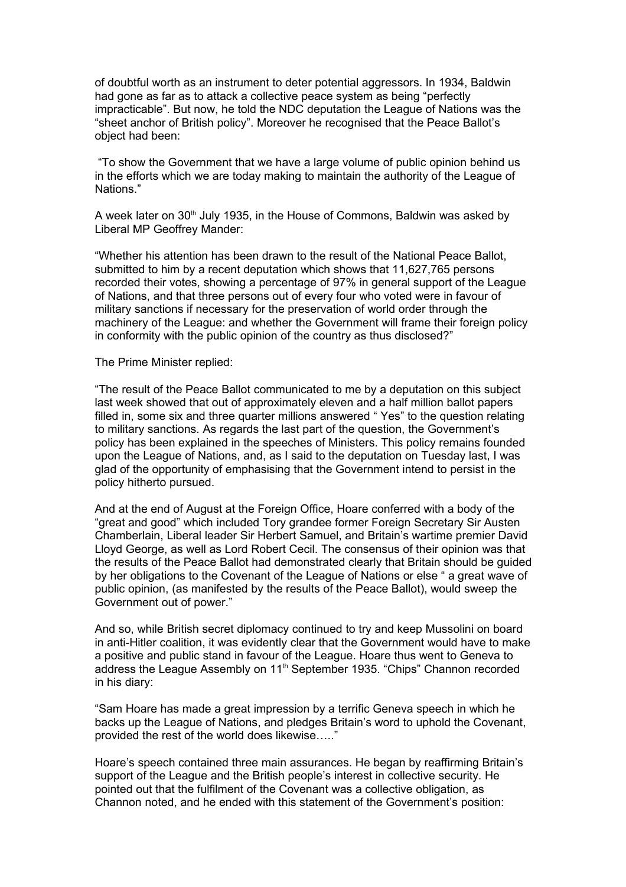of doubtful worth as an instrument to deter potential aggressors. In 1934, Baldwin had gone as far as to attack a collective peace system as being "perfectly impracticable". But now, he told the NDC deputation the League of Nations was the "sheet anchor of British policy". Moreover he recognised that the Peace Ballot's object had been:

"To show the Government that we have a large volume of public opinion behind us in the efforts which we are today making to maintain the authority of the League of Nations."

A week later on 30th July 1935, in the House of Commons, Baldwin was asked by Liberal MP Geoffrey Mander:

"Whether his attention has been drawn to the result of the National Peace Ballot, submitted to him by a recent deputation which shows that 11,627,765 persons recorded their votes, showing a percentage of 97% in general support of the League of Nations, and that three persons out of every four who voted were in favour of military sanctions if necessary for the preservation of world order through the machinery of the League: and whether the Government will frame their foreign policy in conformity with the public opinion of the country as thus disclosed?"

The Prime Minister replied:

"The result of the Peace Ballot communicated to me by a deputation on this subject last week showed that out of approximately eleven and a half million ballot papers filled in, some six and three quarter millions answered " Yes" to the question relating to military sanctions. As regards the last part of the question, the Government's policy has been explained in the speeches of Ministers. This policy remains founded upon the League of Nations, and, as I said to the deputation on Tuesday last, I was glad of the opportunity of emphasising that the Government intend to persist in the policy hitherto pursued.

And at the end of August at the Foreign Office, Hoare conferred with a body of the "great and good" which included Tory grandee former Foreign Secretary Sir Austen Chamberlain, Liberal leader Sir Herbert Samuel, and Britain's wartime premier David Lloyd George, as well as Lord Robert Cecil. The consensus of their opinion was that the results of the Peace Ballot had demonstrated clearly that Britain should be guided by her obligations to the Covenant of the League of Nations or else " a great wave of public opinion, (as manifested by the results of the Peace Ballot), would sweep the Government out of power."

And so, while British secret diplomacy continued to try and keep Mussolini on board in anti-Hitler coalition, it was evidently clear that the Government would have to make a positive and public stand in favour of the League. Hoare thus went to Geneva to address the League Assembly on 11th September 1935. "Chips" Channon recorded in his diary:

"Sam Hoare has made a great impression by a terrific Geneva speech in which he backs up the League of Nations, and pledges Britain's word to uphold the Covenant, provided the rest of the world does likewise….."

Hoare's speech contained three main assurances. He began by reaffirming Britain's support of the League and the British people's interest in collective security. He pointed out that the fulfilment of the Covenant was a collective obligation, as Channon noted, and he ended with this statement of the Government's position: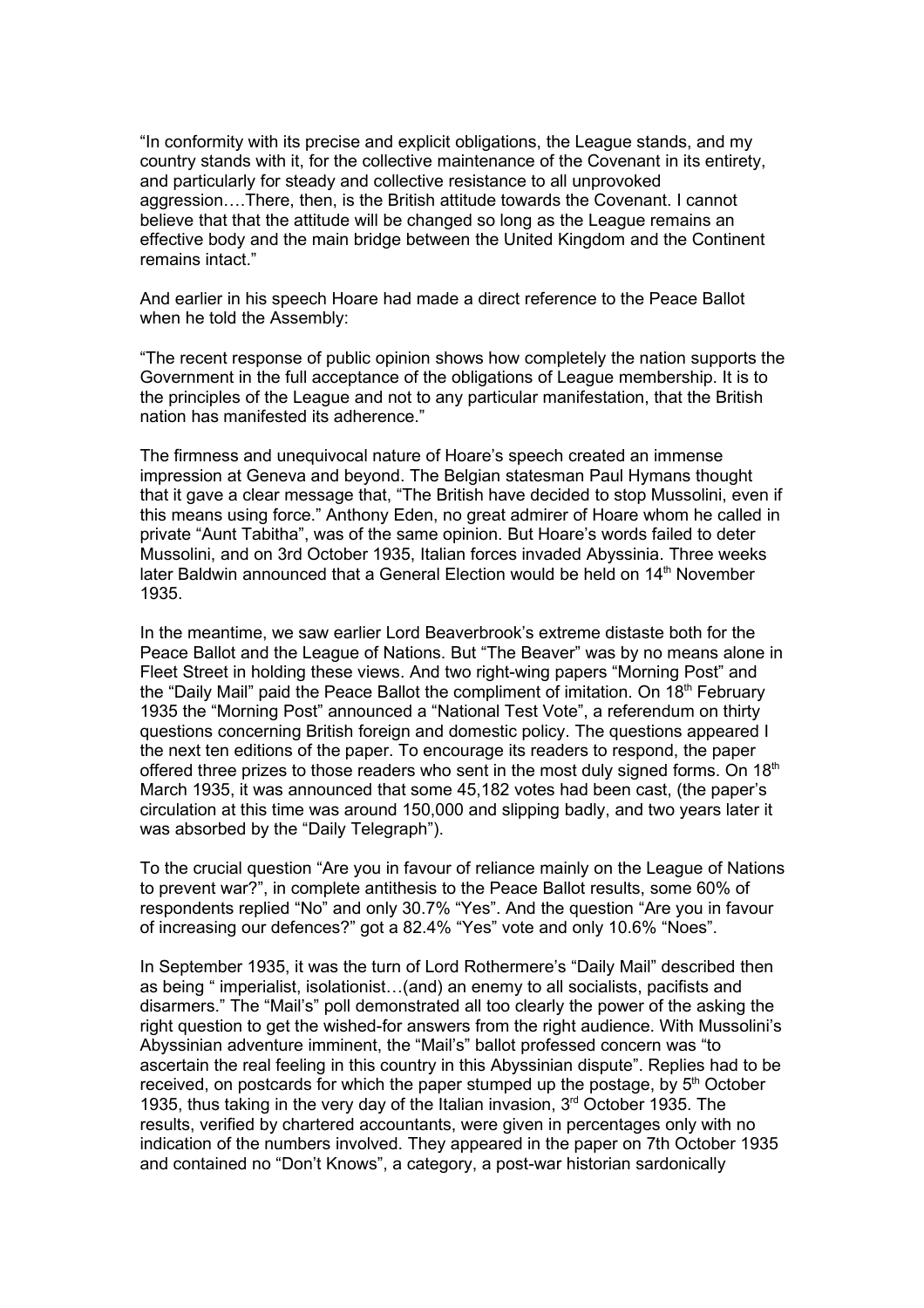"In conformity with its precise and explicit obligations, the League stands, and my country stands with it, for the collective maintenance of the Covenant in its entirety, and particularly for steady and collective resistance to all unprovoked aggression….There, then, is the British attitude towards the Covenant. I cannot believe that that the attitude will be changed so long as the League remains an effective body and the main bridge between the United Kingdom and the Continent remains intact."

And earlier in his speech Hoare had made a direct reference to the Peace Ballot when he told the Assembly:

"The recent response of public opinion shows how completely the nation supports the Government in the full acceptance of the obligations of League membership. It is to the principles of the League and not to any particular manifestation, that the British nation has manifested its adherence."

The firmness and unequivocal nature of Hoare's speech created an immense impression at Geneva and beyond. The Belgian statesman Paul Hymans thought that it gave a clear message that, "The British have decided to stop Mussolini, even if this means using force." Anthony Eden, no great admirer of Hoare whom he called in private "Aunt Tabitha", was of the same opinion. But Hoare's words failed to deter Mussolini, and on 3rd October 1935, Italian forces invaded Abyssinia. Three weeks later Baldwin announced that a General Election would be held on 14th November 1935.

In the meantime, we saw earlier Lord Beaverbrook's extreme distaste both for the Peace Ballot and the League of Nations. But "The Beaver" was by no means alone in Fleet Street in holding these views. And two right-wing papers "Morning Post" and the "Daily Mail" paid the Peace Ballot the compliment of imitation. On 18th February 1935 the "Morning Post" announced a "National Test Vote", a referendum on thirty questions concerning British foreign and domestic policy. The questions appeared I the next ten editions of the paper. To encourage its readers to respond, the paper offered three prizes to those readers who sent in the most duly signed forms. On 18th March 1935, it was announced that some 45,182 votes had been cast, (the paper's circulation at this time was around 150,000 and slipping badly, and two years later it was absorbed by the "Daily Telegraph").

To the crucial question "Are you in favour of reliance mainly on the League of Nations to prevent war?", in complete antithesis to the Peace Ballot results, some 60% of respondents replied "No" and only 30.7% "Yes". And the question "Are you in favour of increasing our defences?" got a 82.4% "Yes" vote and only 10.6% "Noes".

In September 1935, it was the turn of Lord Rothermere's "Daily Mail" described then as being " imperialist, isolationist…(and) an enemy to all socialists, pacifists and disarmers." The "Mail's" poll demonstrated all too clearly the power of the asking the right question to get the wished-for answers from the right audience. With Mussolini's Abyssinian adventure imminent, the "Mail's" ballot professed concern was "to ascertain the real feeling in this country in this Abyssinian dispute". Replies had to be received, on postcards for which the paper stumped up the postage, by 5th October 1935, thus taking in the very day of the Italian invasion, 3rd October 1935. The results, verified by chartered accountants, were given in percentages only with no indication of the numbers involved. They appeared in the paper on 7th October 1935 and contained no "Don't Knows", a category, a post-war historian sardonically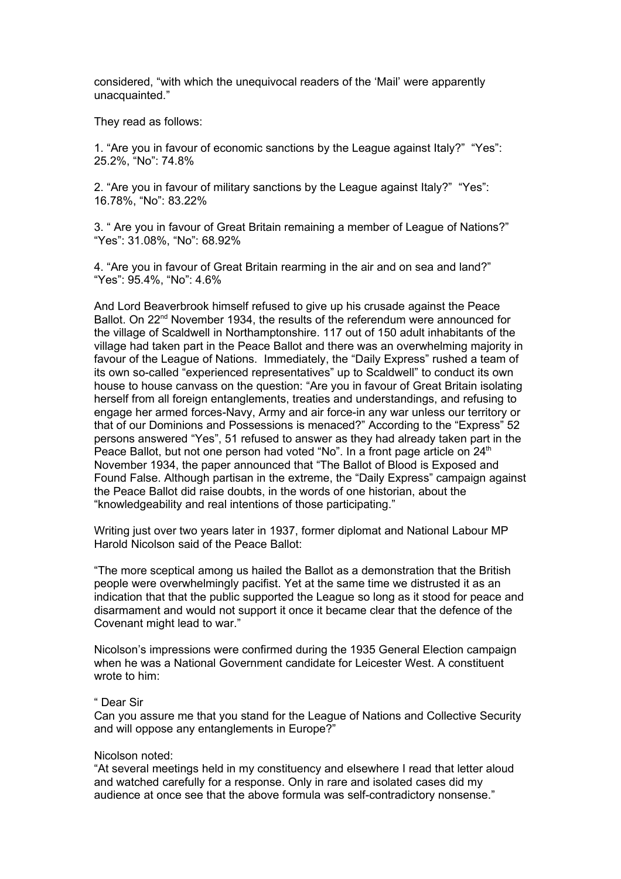considered, "with which the unequivocal readers of the 'Mail' were apparently unacquainted."

They read as follows:

1. "Are you in favour of economic sanctions by the League against Italy?" "Yes": 25.2%, "No": 74.8%

2. "Are you in favour of military sanctions by the League against Italy?" "Yes": 16.78%, "No": 83.22%

3. " Are you in favour of Great Britain remaining a member of League of Nations?" "Yes": 31.08%, "No": 68.92%

4. "Are you in favour of Great Britain rearming in the air and on sea and land?" "Yes": 95.4%, "No": 4.6%

And Lord Beaverbrook himself refused to give up his crusade against the Peace Ballot. On 22nd November 1934, the results of the referendum were announced for the village of Scaldwell in Northamptonshire. 117 out of 150 adult inhabitants of the village had taken part in the Peace Ballot and there was an overwhelming majority in favour of the League of Nations. Immediately, the "Daily Express" rushed a team of its own so-called "experienced representatives" up to Scaldwell" to conduct its own house to house canvass on the question: "Are you in favour of Great Britain isolating herself from all foreign entanglements, treaties and understandings, and refusing to engage her armed forces-Navy, Army and air force-in any war unless our territory or that of our Dominions and Possessions is menaced?" According to the "Express" 52 persons answered "Yes", 51 refused to answer as they had already taken part in the Peace Ballot, but not one person had voted "No". In a front page article on 24th November 1934, the paper announced that "The Ballot of Blood is Exposed and Found False. Although partisan in the extreme, the "Daily Express" campaign against the Peace Ballot did raise doubts, in the words of one historian, about the "knowledgeability and real intentions of those participating."

Writing just over two years later in 1937, former diplomat and National Labour MP Harold Nicolson said of the Peace Ballot:

"The more sceptical among us hailed the Ballot as a demonstration that the British people were overwhelmingly pacifist. Yet at the same time we distrusted it as an indication that that the public supported the League so long as it stood for peace and disarmament and would not support it once it became clear that the defence of the Covenant might lead to war."

Nicolson's impressions were confirmed during the 1935 General Election campaign when he was a National Government candidate for Leicester West. A constituent wrote to him:

" Dear Sir
Can you assure me that you stand for the League of Nations and Collective Security and will oppose any entanglements in Europe?"

Nicolson noted:
"At several meetings held in my constituency and elsewhere I read that letter aloud and watched carefully for a response. Only in rare and isolated cases did my audience at once see that the above formula was self-contradictory nonsense."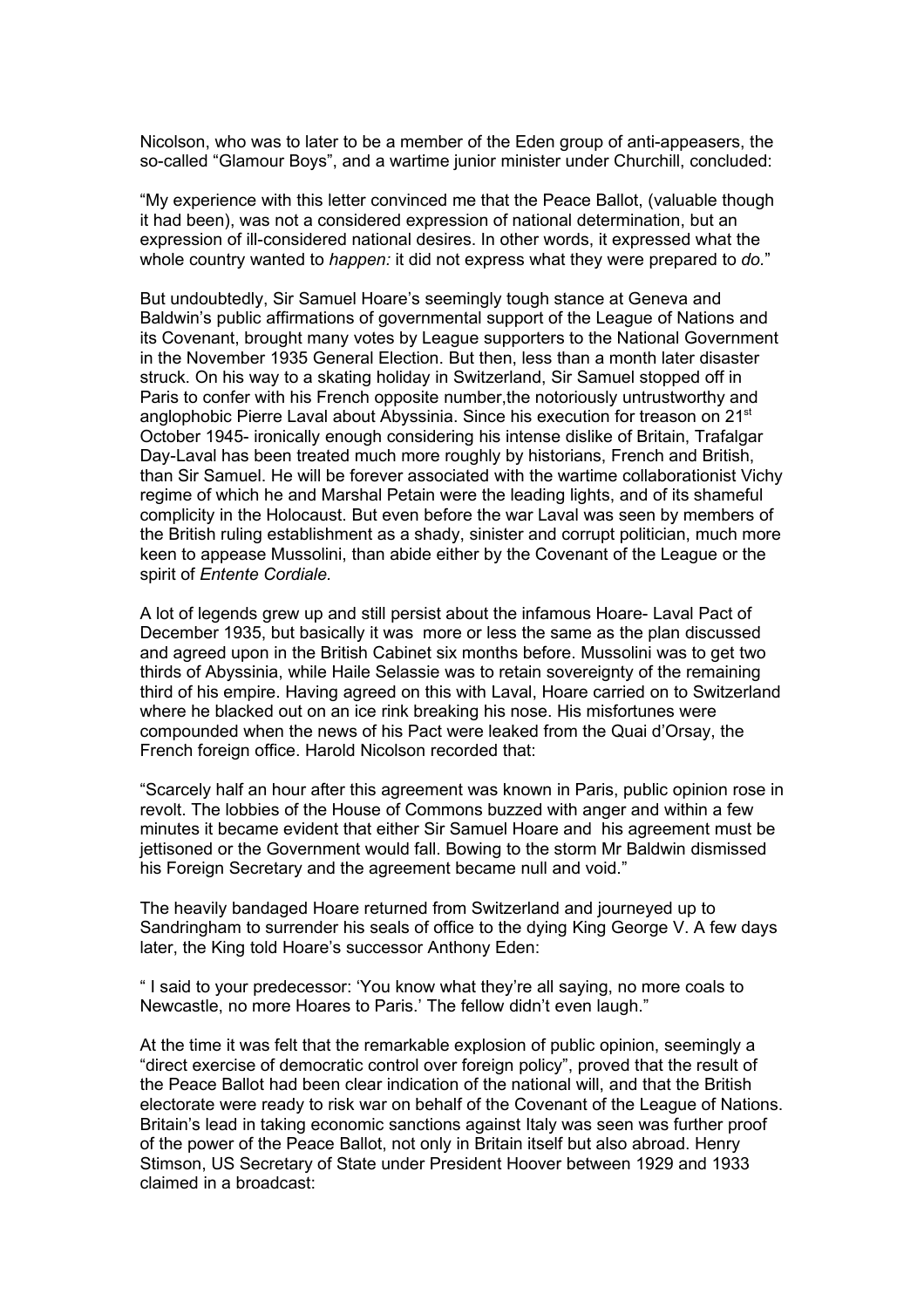Nicolson, who was to later to be a member of the Eden group of anti-appeasers, the so-called "Glamour Boys", and a wartime junior minister under Churchill, concluded:

"My experience with this letter convinced me that the Peace Ballot, (valuable though it had been), was not a considered expression of national determination, but an expression of ill-considered national desires. In other words, it expressed what the whole country wanted to *happen:* it did not express what they were prepared to *do.*"

But undoubtedly, Sir Samuel Hoare's seemingly tough stance at Geneva and Baldwin's public affirmations of governmental support of the League of Nations and its Covenant, brought many votes by League supporters to the National Government in the November 1935 General Election. But then, less than a month later disaster struck. On his way to a skating holiday in Switzerland, Sir Samuel stopped off in Paris to confer with his French opposite number,the notoriously untrustworthy and anglophobic Pierre Laval about Abyssinia. Since his execution for treason on 21st October 1945- ironically enough considering his intense dislike of Britain, Trafalgar Day-Laval has been treated much more roughly by historians, French and British, than Sir Samuel. He will be forever associated with the wartime collaborationist Vichy regime of which he and Marshal Petain were the leading lights, and of its shameful complicity in the Holocaust. But even before the war Laval was seen by members of the British ruling establishment as a shady, sinister and corrupt politician, much more keen to appease Mussolini, than abide either by the Covenant of the League or the spirit of *Entente Cordiale.*

A lot of legends grew up and still persist about the infamous Hoare- Laval Pact of December 1935, but basically it was more or less the same as the plan discussed and agreed upon in the British Cabinet six months before. Mussolini was to get two thirds of Abyssinia, while Haile Selassie was to retain sovereignty of the remaining third of his empire. Having agreed on this with Laval, Hoare carried on to Switzerland where he blacked out on an ice rink breaking his nose. His misfortunes were compounded when the news of his Pact were leaked from the Quai d'Orsay, the French foreign office. Harold Nicolson recorded that:

"Scarcely half an hour after this agreement was known in Paris, public opinion rose in revolt. The lobbies of the House of Commons buzzed with anger and within a few minutes it became evident that either Sir Samuel Hoare and his agreement must be jettisoned or the Government would fall. Bowing to the storm Mr Baldwin dismissed his Foreign Secretary and the agreement became null and void."

The heavily bandaged Hoare returned from Switzerland and journeyed up to Sandringham to surrender his seals of office to the dying King George V. A few days later, the King told Hoare's successor Anthony Eden:

" I said to your predecessor: 'You know what they're all saying, no more coals to Newcastle, no more Hoares to Paris.' The fellow didn't even laugh."

At the time it was felt that the remarkable explosion of public opinion, seemingly a "direct exercise of democratic control over foreign policy", proved that the result of the Peace Ballot had been clear indication of the national will, and that the British electorate were ready to risk war on behalf of the Covenant of the League of Nations. Britain's lead in taking economic sanctions against Italy was seen was further proof of the power of the Peace Ballot, not only in Britain itself but also abroad. Henry Stimson, US Secretary of State under President Hoover between 1929 and 1933 claimed in a broadcast: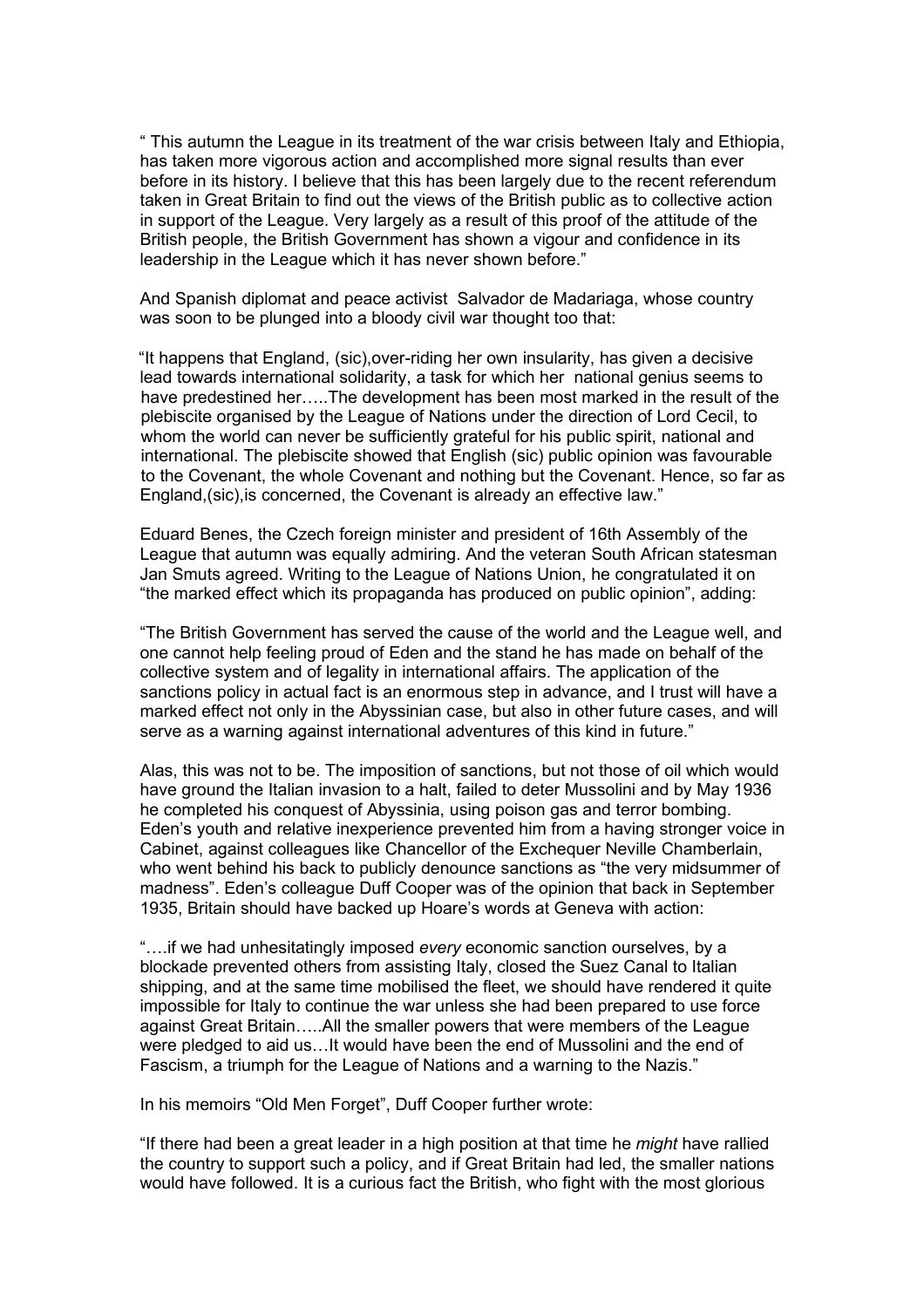" This autumn the League in its treatment of the war crisis between Italy and Ethiopia, has taken more vigorous action and accomplished more signal results than ever before in its history. I believe that this has been largely due to the recent referendum taken in Great Britain to find out the views of the British public as to collective action in support of the League. Very largely as a result of this proof of the attitude of the British people, the British Government has shown a vigour and confidence in its leadership in the League which it has never shown before."

And Spanish diplomat and peace activist Salvador de Madariaga, whose country was soon to be plunged into a bloody civil war thought too that:

"It happens that England, (sic),over-riding her own insularity, has given a decisive lead towards international solidarity, a task for which her national genius seems to have predestined her…..The development has been most marked in the result of the plebiscite organised by the League of Nations under the direction of Lord Cecil, to whom the world can never be sufficiently grateful for his public spirit, national and international. The plebiscite showed that English (sic) public opinion was favourable to the Covenant, the whole Covenant and nothing but the Covenant. Hence, so far as England,(sic),is concerned, the Covenant is already an effective law."

Eduard Benes, the Czech foreign minister and president of 16th Assembly of the League that autumn was equally admiring. And the veteran South African statesman Jan Smuts agreed. Writing to the League of Nations Union, he congratulated it on "the marked effect which its propaganda has produced on public opinion", adding:

"The British Government has served the cause of the world and the League well, and one cannot help feeling proud of Eden and the stand he has made on behalf of the collective system and of legality in international affairs. The application of the sanctions policy in actual fact is an enormous step in advance, and I trust will have a marked effect not only in the Abyssinian case, but also in other future cases, and will serve as a warning against international adventures of this kind in future."

Alas, this was not to be. The imposition of sanctions, but not those of oil which would have ground the Italian invasion to a halt, failed to deter Mussolini and by May 1936 he completed his conquest of Abyssinia, using poison gas and terror bombing. Eden's youth and relative inexperience prevented him from a having stronger voice in Cabinet, against colleagues like Chancellor of the Exchequer Neville Chamberlain, who went behind his back to publicly denounce sanctions as "the very midsummer of madness". Eden's colleague Duff Cooper was of the opinion that back in September 1935, Britain should have backed up Hoare's words at Geneva with action:

"….if we had unhesitatingly imposed *every* economic sanction ourselves, by a blockade prevented others from assisting Italy, closed the Suez Canal to Italian shipping, and at the same time mobilised the fleet, we should have rendered it quite impossible for Italy to continue the war unless she had been prepared to use force against Great Britain…..All the smaller powers that were members of the League were pledged to aid us…It would have been the end of Mussolini and the end of Fascism, a triumph for the League of Nations and a warning to the Nazis."

In his memoirs "Old Men Forget", Duff Cooper further wrote:

"If there had been a great leader in a high position at that time he *might* have rallied the country to support such a policy, and if Great Britain had led, the smaller nations would have followed. It is a curious fact the British, who fight with the most glorious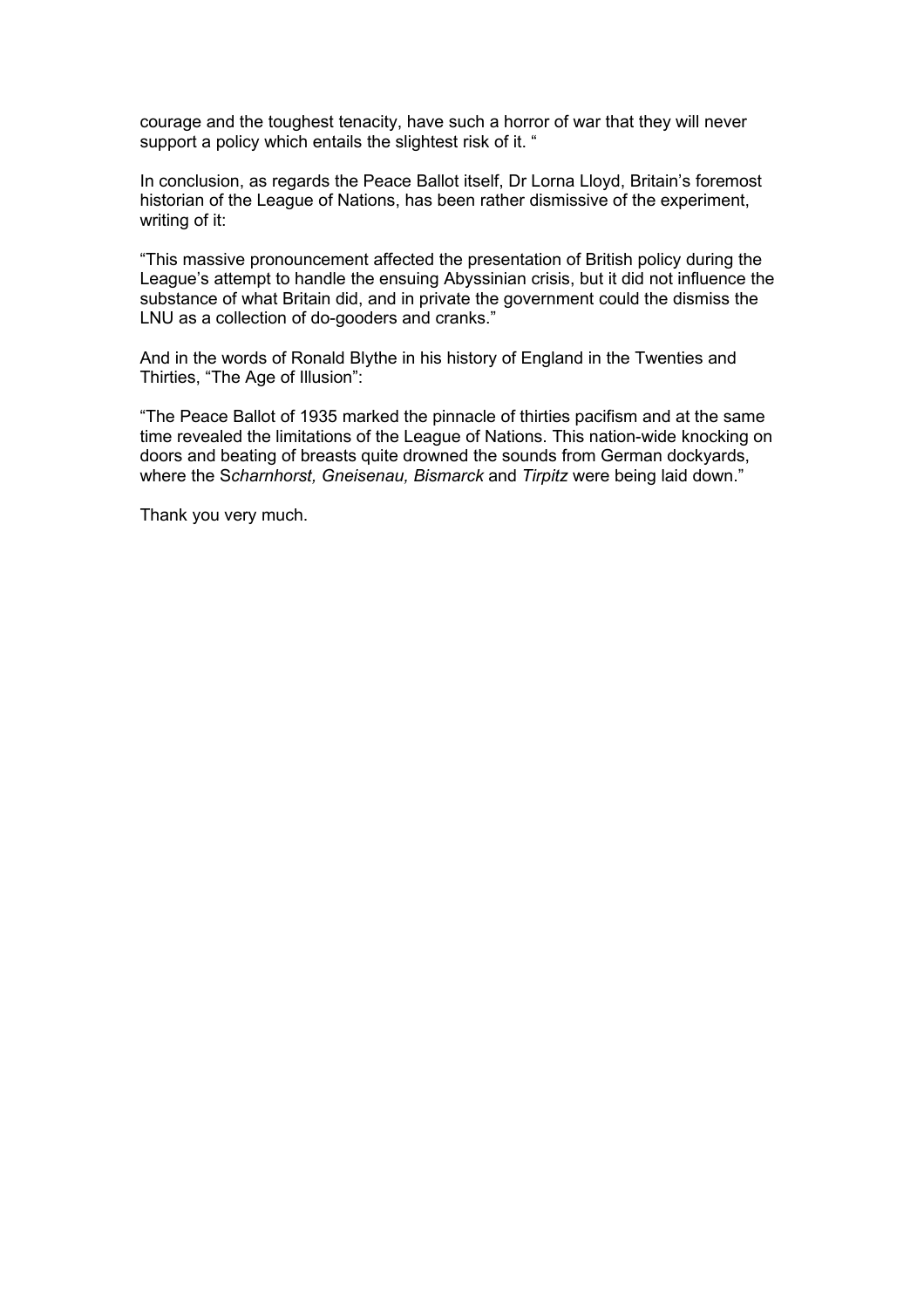courage and the toughest tenacity, have such a horror of war that they will never support a policy which entails the slightest risk of it. “

In conclusion, as regards the Peace Ballot itself, Dr Lorna Lloyd, Britain’s foremost historian of the League of Nations, has been rather dismissive of the experiment, writing of it:

“This massive pronouncement affected the presentation of British policy during the League’s attempt to handle the ensuing Abyssinian crisis, but it did not influence the substance of what Britain did, and in private the government could the dismiss the LNU as a collection of do-gooders and cranks.”

And in the words of Ronald Blythe in his history of England in the Twenties and Thirties, “The Age of Illusion”:

“The Peace Ballot of 1935 marked the pinnacle of thirties pacifism and at the same time revealed the limitations of the League of Nations. This nation-wide knocking on doors and beating of breasts quite drowned the sounds from German dockyards, where the S*charnhorst, Gneisenau, Bismarck* and *Tirpitz* were being laid down.”

Thank you very much.